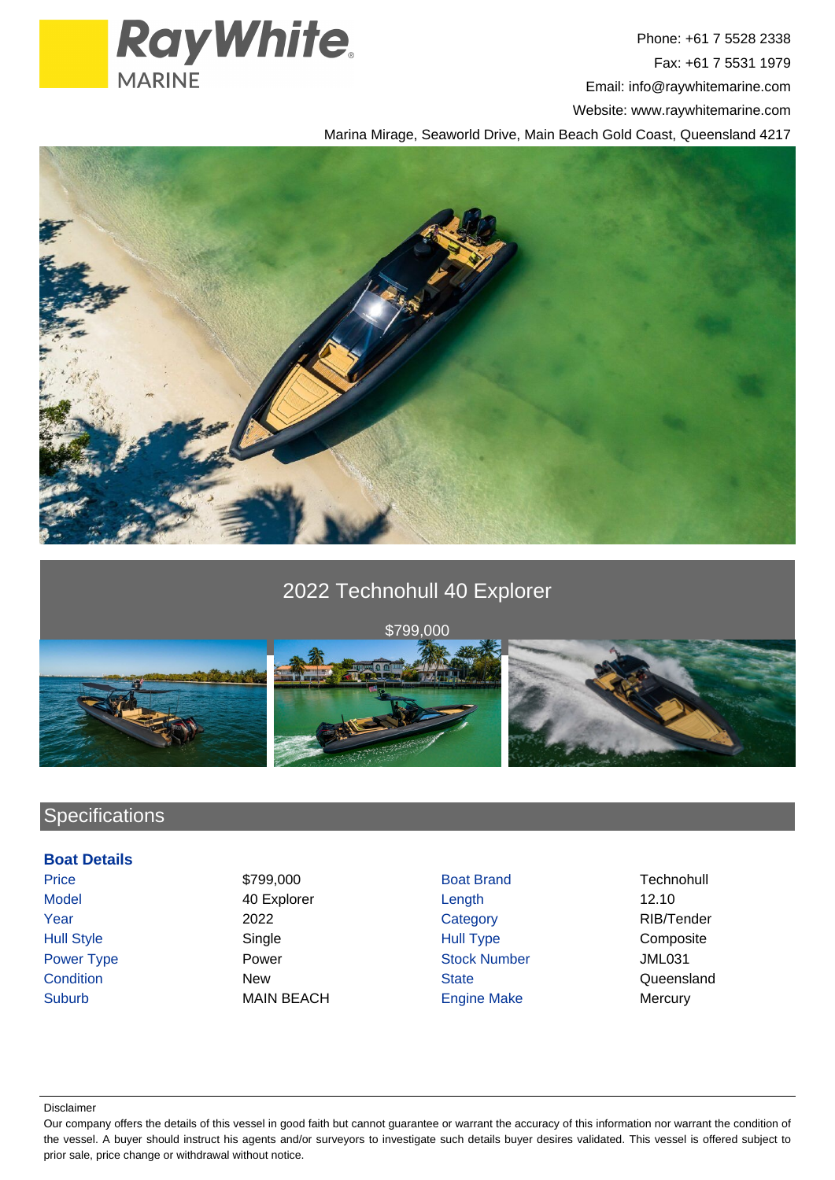Ray White MARINE

Phone: +61 7 5528 2338
Fax: +61 7 5531 1979
Email: info@raywhitemarine.com
Website: www.raywhitemarine.com
Marina Mirage, Seaworld Drive, Main Beach Gold Coast, Queensland 4217

# 2022 Technohull 40 Explorer

$799,000

## Specifications

### Boat Details

| | | | |
|---|---|---|---|
| Price | $799,000 | Boat Brand | Technohull |
| Model | 40 Explorer | Length | 12.10 |
| Year | 2022 | Category | RIB/Tender |
| Hull Style | Single | Hull Type | Composite |
| Power Type | Power | Stock Number | JML031 |
| Condition | New | State | Queensland |
| Suburb | MAIN BEACH | Engine Make | Mercury |

Disclaimer

Our company offers the details of this vessel in good faith but cannot guarantee or warrant the accuracy of this information nor warrant the condition of the vessel. A buyer should instruct his agents and/or surveyors to investigate such details buyer desires validated. This vessel is offered subject to prior sale, price change or withdrawal without notice.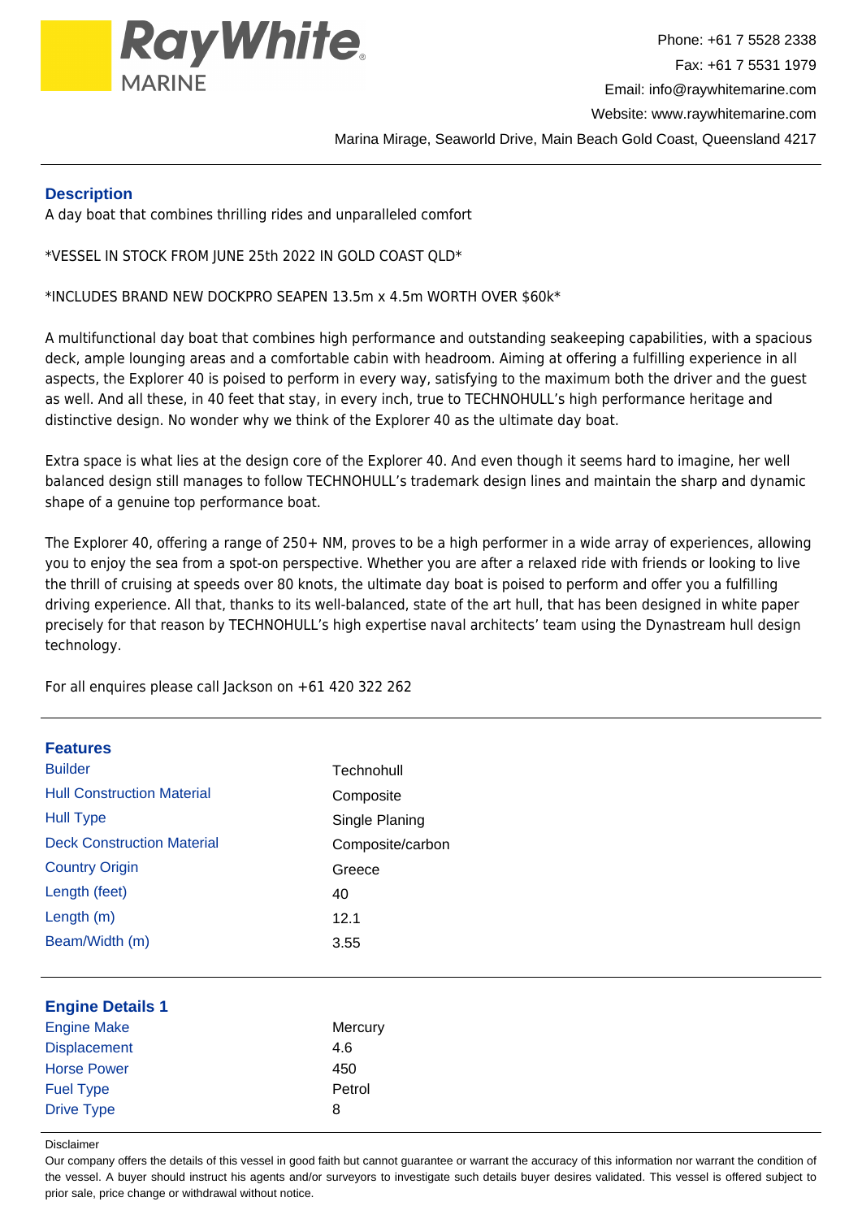Ray White MARINE

Phone: +61 7 5528 2338
Fax: +61 7 5531 1979
Email: info@raywhitemarine.com
Website: www.raywhitemarine.com
Marina Mirage, Seaworld Drive, Main Beach Gold Coast, Queensland 4217

## Description

A day boat that combines thrilling rides and unparalleled comfort

*VESSEL IN STOCK FROM JUNE 25th 2022 IN GOLD COAST QLD*

*INCLUDES BRAND NEW DOCKPRO SEAPEN 13.5m x 4.5m WORTH OVER $60k*

A multifunctional day boat that combines high performance and outstanding seakeeping capabilities, with a spacious deck, ample lounging areas and a comfortable cabin with headroom. Aiming at offering a fulfilling experience in all aspects, the Explorer 40 is poised to perform in every way, satisfying to the maximum both the driver and the guest as well. And all these, in 40 feet that stay, in every inch, true to TECHNOHULL's high performance heritage and distinctive design. No wonder why we think of the Explorer 40 as the ultimate day boat.

Extra space is what lies at the design core of the Explorer 40. And even though it seems hard to imagine, her well balanced design still manages to follow TECHNOHULL's trademark design lines and maintain the sharp and dynamic shape of a genuine top performance boat.

The Explorer 40, offering a range of 250+ NM, proves to be a high performer in a wide array of experiences, allowing you to enjoy the sea from a spot-on perspective. Whether you are after a relaxed ride with friends or looking to live the thrill of cruising at speeds over 80 knots, the ultimate day boat is poised to perform and offer you a fulfilling driving experience. All that, thanks to its well-balanced, state of the art hull, that has been designed in white paper precisely for that reason by TECHNOHULL's high expertise naval architects' team using the Dynastream hull design technology.

For all enquires please call Jackson on +61 420 322 262

## Features

| | |
|---|---|
| Builder | Technohull |
| Hull Construction Material | Composite |
| Hull Type | Single Planing |
| Deck Construction Material | Composite/carbon |
| Country Origin | Greece |
| Length (feet) | 40 |
| Length (m) | 12.1 |
| Beam/Width (m) | 3.55 |

## Engine Details 1

| | |
|---|---|
| Engine Make | Mercury |
| Displacement | 4.6 |
| Horse Power | 450 |
| Fuel Type | Petrol |
| Drive Type | 8 |

Disclaimer

Our company offers the details of this vessel in good faith but cannot guarantee or warrant the accuracy of this information nor warrant the condition of the vessel. A buyer should instruct his agents and/or surveyors to investigate such details buyer desires validated. This vessel is offered subject to prior sale, price change or withdrawal without notice.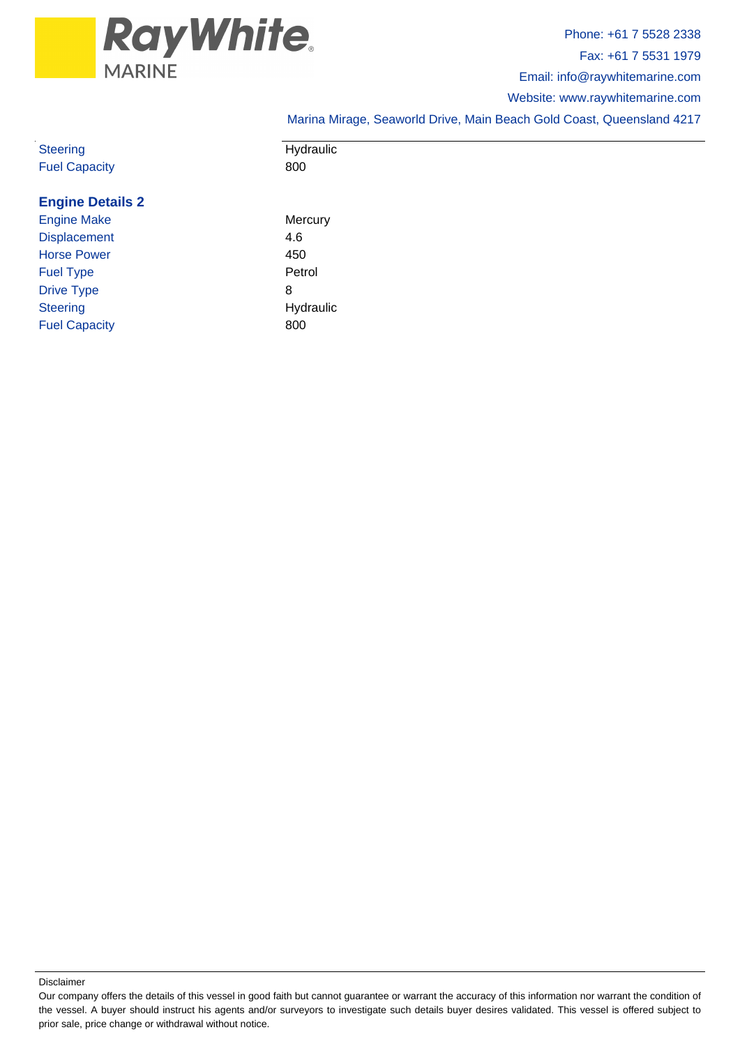| | |
|---|---|
| Steering | Hydraulic |
| Fuel Capacity | 800 |

### Engine Details 2

| | |
|---|---|
| Engine Make | Mercury |
| Displacement | 4.6 |
| Horse Power | 450 |
| Fuel Type | Petrol |
| Drive Type | 8 |
| Steering | Hydraulic |
| Fuel Capacity | 800 |

Disclaimer

Our company offers the details of this vessel in good faith but cannot guarantee or warrant the accuracy of this information nor warrant the condition of the vessel. A buyer should instruct his agents and/or surveyors to investigate such details buyer desires validated. This vessel is offered subject to prior sale, price change or withdrawal without notice.